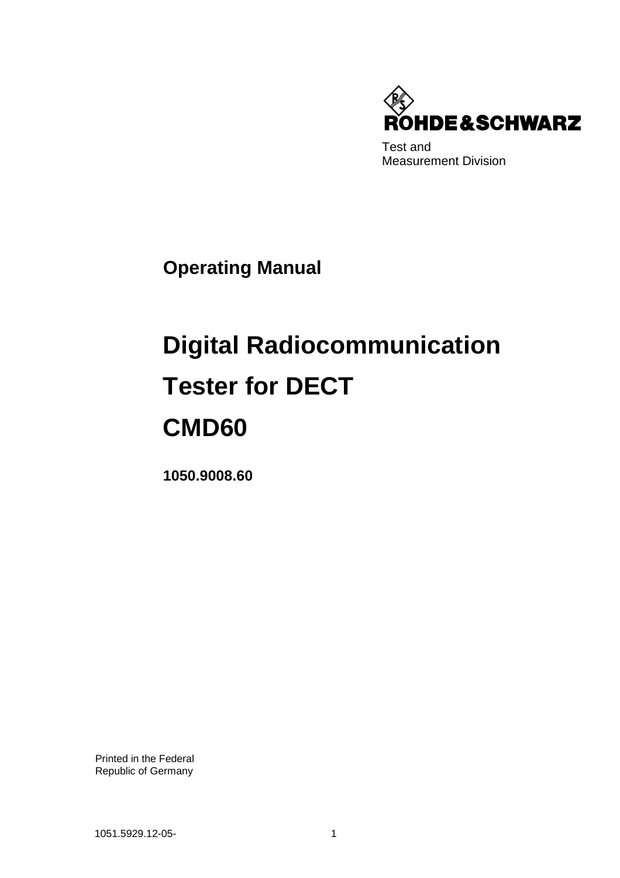ROHDE&SCHWARZ

Test and
Measurement Division

**Operating Manual**

# Digital Radiocommunication Tester for DECT CMD60

**1050.9008.60**

Printed in the Federal
Republic of Germany

1051.5929.12-05-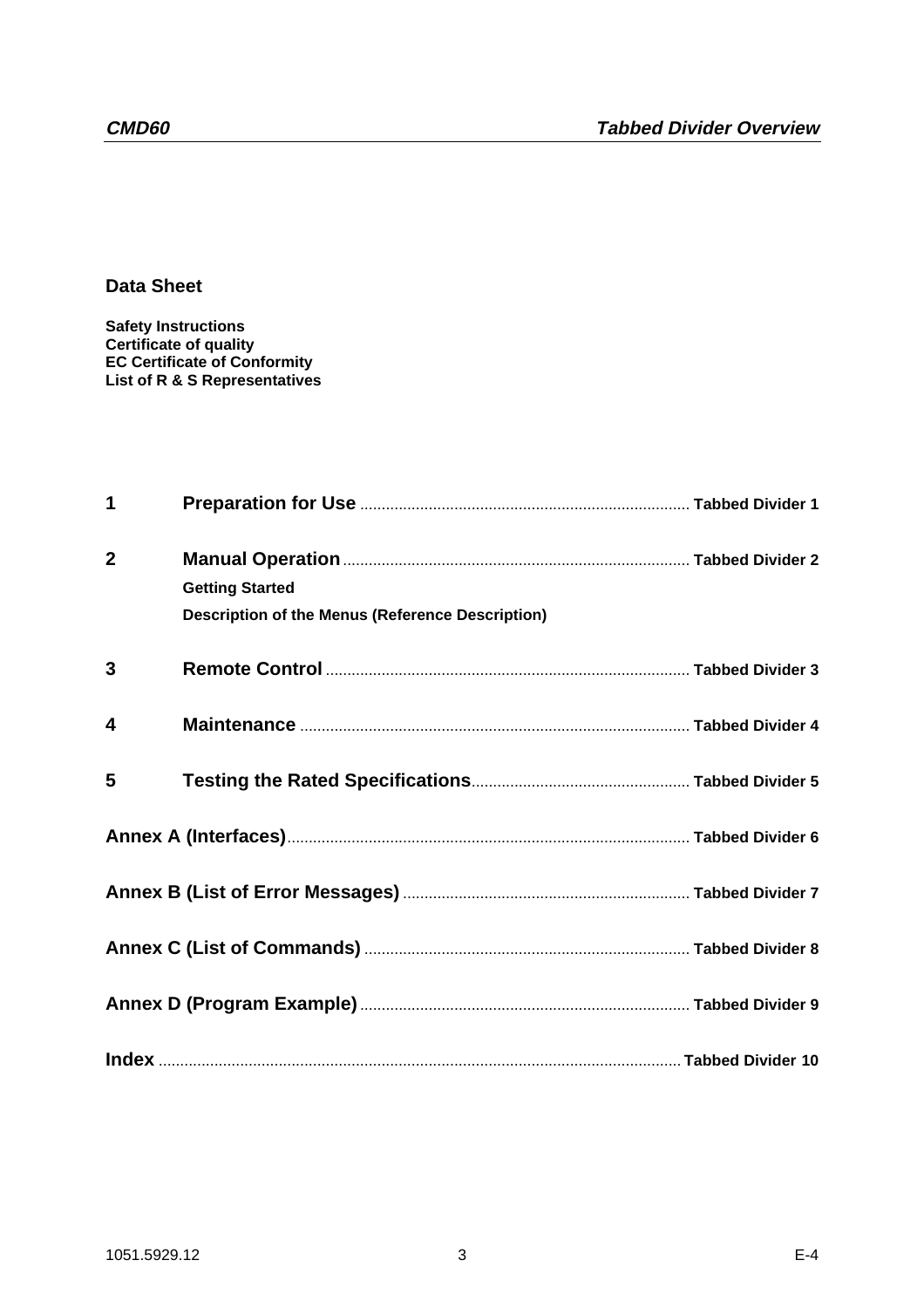## Data Sheet

**Safety Instructions**
**Certificate of quality**
**EC Certificate of Conformity**
**List of R & S Representatives**

| | | |
|---|---|---|
| **1** | **Preparation for Use** | **Tabbed Divider 1** |
| **2** | **Manual Operation** | **Tabbed Divider 2** |
| | **Getting Started** | |
| | **Description of the Menus (Reference Description)** | |
| **3** | **Remote Control** | **Tabbed Divider 3** |
| **4** | **Maintenance** | **Tabbed Divider 4** |
| **5** | **Testing the Rated Specifications** | **Tabbed Divider 5** |
| **Annex A (Interfaces)** | | **Tabbed Divider 6** |
| **Annex B (List of Error Messages)** | | **Tabbed Divider 7** |
| **Annex C (List of Commands)** | | **Tabbed Divider 8** |
| **Annex D (Program Example)** | | **Tabbed Divider 9** |
| **Index** | | **Tabbed Divider 10** |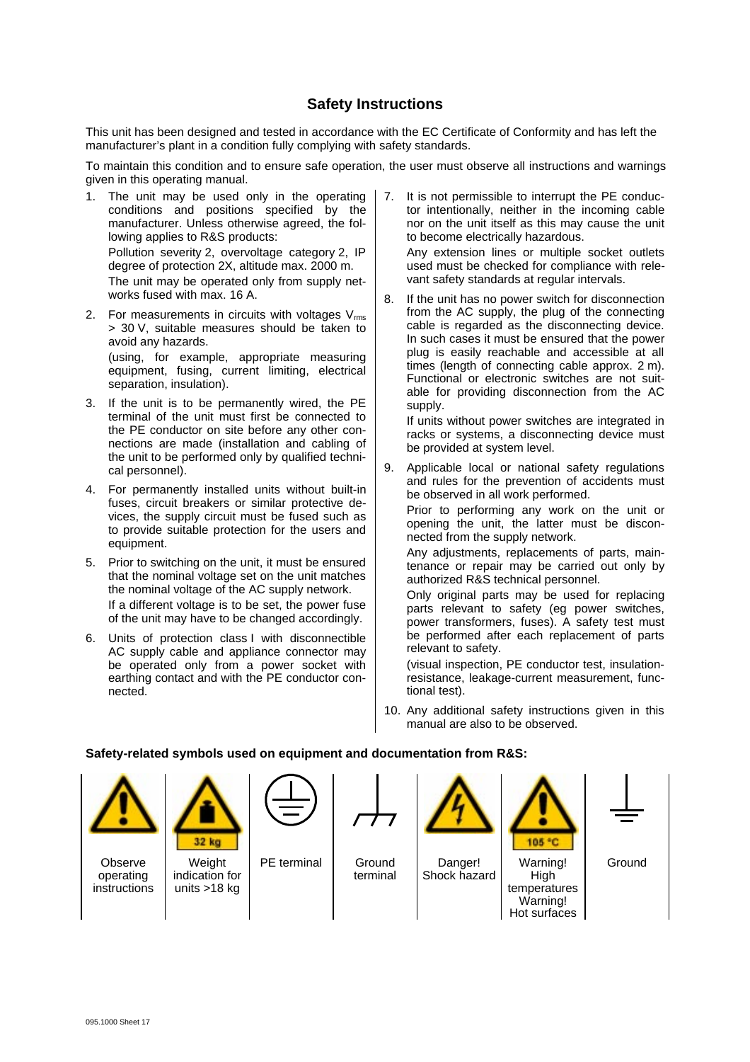# Safety Instructions

This unit has been designed and tested in accordance with the EC Certificate of Conformity and has left the manufacturer's plant in a condition fully complying with safety standards.

To maintain this condition and to ensure safe operation, the user must observe all instructions and warnings given in this operating manual.

1. The unit may be used only in the operating conditions and positions specified by the manufacturer. Unless otherwise agreed, the following applies to R&S products:

   Pollution severity 2, overvoltage category 2, IP degree of protection 2X, altitude max. 2000 m.

   The unit may be operated only from supply networks fused with max. 16 A.

2. For measurements in circuits with voltages $V_{rms}$ > 30 V, suitable measures should be taken to avoid any hazards.

   (using, for example, appropriate measuring equipment, fusing, current limiting, electrical separation, insulation).

3. If the unit is to be permanently wired, the PE terminal of the unit must first be connected to the PE conductor on site before any other connections are made (installation and cabling of the unit to be performed only by qualified technical personnel).

4. For permanently installed units without built-in fuses, circuit breakers or similar protective devices, the supply circuit must be fused such as to provide suitable protection for the users and equipment.

5. Prior to switching on the unit, it must be ensured that the nominal voltage set on the unit matches the nominal voltage of the AC supply network.

   If a different voltage is to be set, the power fuse of the unit may have to be changed accordingly.

6. Units of protection class I with disconnectible AC supply cable and appliance connector may be operated only from a power socket with earthing contact and with the PE conductor connected.

7. It is not permissible to interrupt the PE conductor intentionally, neither in the incoming cable nor on the unit itself as this may cause the unit to become electrically hazardous.

   Any extension lines or multiple socket outlets used must be checked for compliance with relevant safety standards at regular intervals.

8. If the unit has no power switch for disconnection from the AC supply, the plug of the connecting cable is regarded as the disconnecting device. In such cases it must be ensured that the power plug is easily reachable and accessible at all times (length of connecting cable approx. 2 m). Functional or electronic switches are not suitable for providing disconnection from the AC supply.

   If units without power switches are integrated in racks or systems, a disconnecting device must be provided at system level.

9. Applicable local or national safety regulations and rules for the prevention of accidents must be observed in all work performed.

   Prior to performing any work on the unit or opening the unit, the latter must be disconnected from the supply network.

   Any adjustments, replacements of parts, maintenance or repair may be carried out only by authorized R&S technical personnel.

   Only original parts may be used for replacing parts relevant to safety (eg power switches, power transformers, fuses). A safety test must be performed after each replacement of parts relevant to safety.

   (visual inspection, PE conductor test, insulation-resistance, leakage-current measurement, functional test).

10. Any additional safety instructions given in this manual are also to be observed.

**Safety-related symbols used on equipment and documentation from R&S:**

| Observe operating instructions | Weight indication for units >18 kg | PE terminal | Ground terminal | Danger! Shock hazard | Warning! High temperatures Warning! Hot surfaces | Ground |
|---|---|---|---|---|---|---|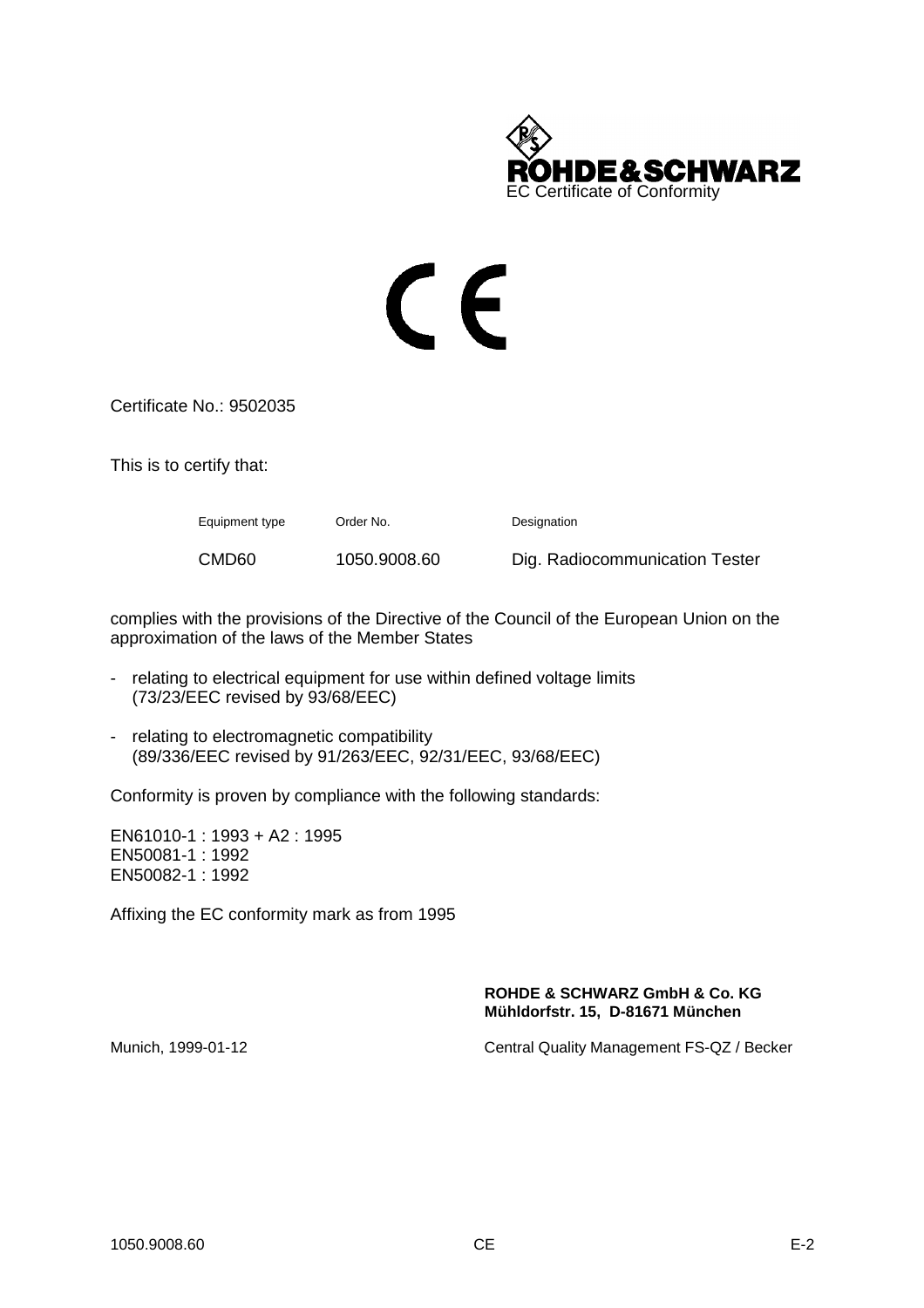ROHDE&SCHWARZ

EC Certificate of Conformity

CE

Certificate No.: 9502035

This is to certify that:

| Equipment type | Order No. | Designation |
|---|---|---|
| CMD60 | 1050.9008.60 | Dig. Radiocommunication Tester |

complies with the provisions of the Directive of the Council of the European Union on the approximation of the laws of the Member States

- relating to electrical equipment for use within defined voltage limits (73/23/EEC revised by 93/68/EEC)
- relating to electromagnetic compatibility (89/336/EEC revised by 91/263/EEC, 92/31/EEC, 93/68/EEC)

Conformity is proven by compliance with the following standards:

EN61010-1 : 1993 + A2 : 1995
EN50081-1 : 1992
EN50082-1 : 1992

Affixing the EC conformity mark as from 1995

**ROHDE & SCHWARZ GmbH & Co. KG**
**Mühldorfstr. 15, D-81671 München**

Munich, 1999-01-12

Central Quality Management FS-QZ / Becker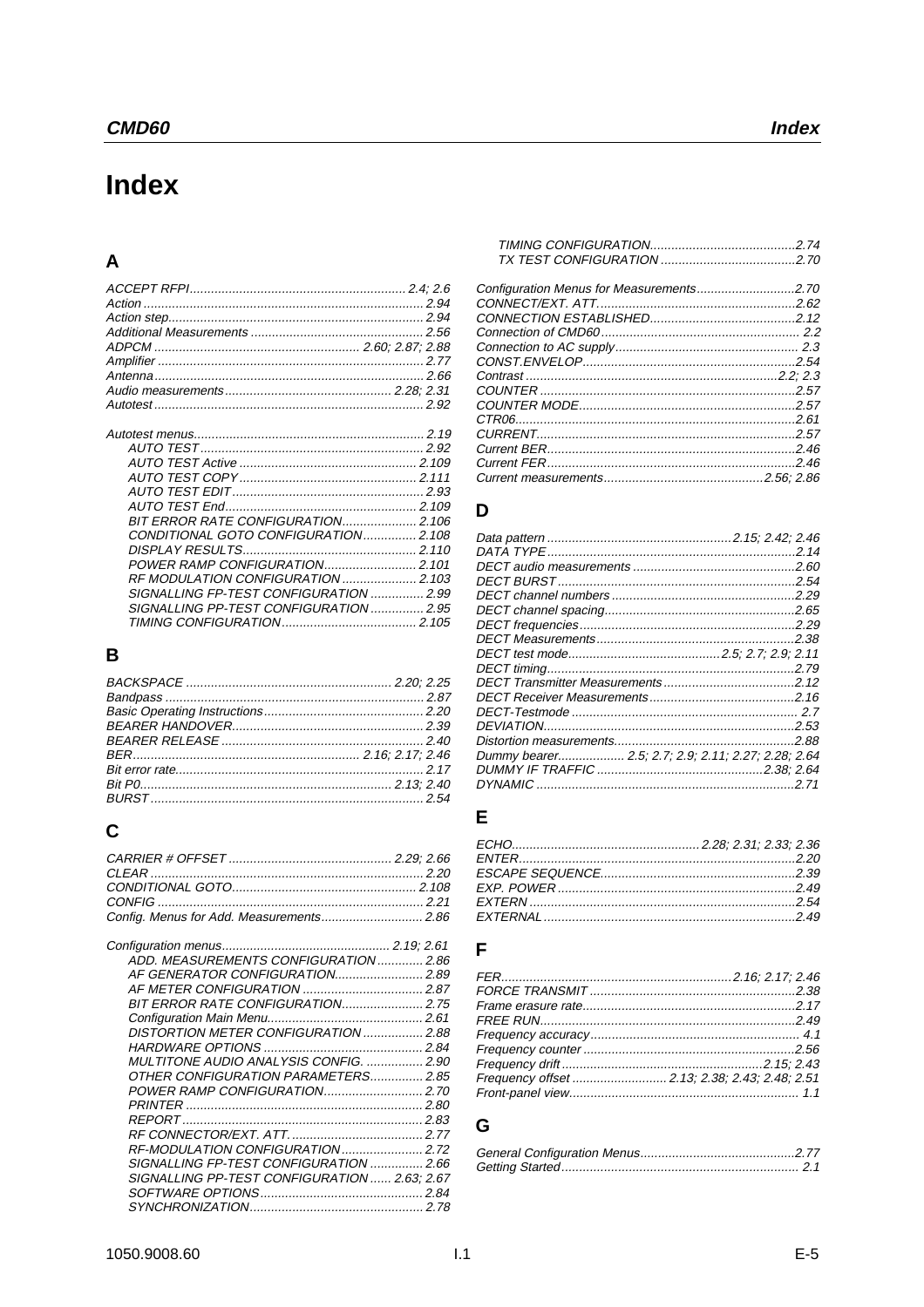# Index

## A

*ACCEPT RFPI* ........ 2.4; 2.6
*Action* ........ 2.94
*Action step* ........ 2.94
*Additional Measurements* ........ 2.56
*ADPCM* ........ 2.60; 2.87; 2.88
*Amplifier* ........ 2.77
*Antenna* ........ 2.66
*Audio measurements* ........ 2.28; 2.31
*Autotest* ........ 2.92

*Autotest menus* ........ 2.19
- *AUTO TEST* ........ 2.92
- *AUTO TEST Active* ........ 2.109
- *AUTO TEST COPY* ........ 2.111
- *AUTO TEST EDIT* ........ 2.93
- *AUTO TEST End* ........ 2.109
- *BIT ERROR RATE CONFIGURATION* ........ 2.106
- *CONDITIONAL GOTO CONFIGURATION* ........ 2.108
- *DISPLAY RESULTS* ........ 2.110
- *POWER RAMP CONFIGURATION* ........ 2.101
- *RF MODULATION CONFIGURATION* ........ 2.103
- *SIGNALLING FP-TEST CONFIGURATION* ........ 2.99
- *SIGNALLING PP-TEST CONFIGURATION* ........ 2.95
- *TIMING CONFIGURATION* ........ 2.105

## B

*BACKSPACE* ........ 2.20; 2.25
*Bandpass* ........ 2.87
*Basic Operating Instructions* ........ 2.20
*BEARER HANDOVER* ........ 2.39
*BEARER RELEASE* ........ 2.40
*BER* ........ 2.16; 2.17; 2.46
*Bit error rate* ........ 2.17
*Bit P0* ........ 2.13; 2.40
*BURST* ........ 2.54

## C

*CARRIER # OFFSET* ........ 2.29; 2.66
*CLEAR* ........ 2.20
*CONDITIONAL GOTO* ........ 2.108
*CONFIG* ........ 2.21
*Config. Menus for Add. Measurements* ........ 2.86

*Configuration menus* ........ 2.19; 2.61
- *ADD. MEASUREMENTS CONFIGURATION* ........ 2.86
- *AF GENERATOR CONFIGURATION* ........ 2.89
- *AF METER CONFIGURATION* ........ 2.87
- *BIT ERROR RATE CONFIGURATION* ........ 2.75
- *Configuration Main Menu* ........ 2.61
- *DISTORTION METER CONFIGURATION* ........ 2.88
- *HARDWARE OPTIONS* ........ 2.84
- *MULTITONE AUDIO ANALYSIS CONFIG.* ........ 2.90
- *OTHER CONFIGURATION PARAMETERS* ........ 2.85
- *POWER RAMP CONFIGURATION* ........ 2.70
- *PRINTER* ........ 2.80
- *REPORT* ........ 2.83
- *RF CONNECTOR/EXT. ATT.* ........ 2.77
- *RF-MODULATION CONFIGURATION* ........ 2.72
- *SIGNALLING FP-TEST CONFIGURATION* ........ 2.66
- *SIGNALLING PP-TEST CONFIGURATION* ........ 2.63; 2.67
- *SOFTWARE OPTIONS* ........ 2.84
- *SYNCHRONIZATION* ........ 2.78
- *TIMING CONFIGURATION* ........ 2.74
- *TX TEST CONFIGURATION* ........ 2.70

*Configuration Menus for Measurements* ........ 2.70
*CONNECT/EXT. ATT.* ........ 2.62
*CONNECTION ESTABLISHED* ........ 2.12
*Connection of CMD60* ........ 2.2
*Connection to AC supply* ........ 2.3
*CONST.ENVELOP* ........ 2.54
*Contrast* ........ 2.2; 2.3
*COUNTER* ........ 2.57
*COUNTER MODE* ........ 2.57
*CTR06* ........ 2.61
*CURRENT* ........ 2.57
*Current BER* ........ 2.46
*Current FER* ........ 2.46
*Current measurements* ........ 2.56; 2.86

## D

*Data pattern* ........ 2.15; 2.42; 2.46
*DATA TYPE* ........ 2.14
*DECT audio measurements* ........ 2.60
*DECT BURST* ........ 2.54
*DECT channel numbers* ........ 2.29
*DECT channel spacing* ........ 2.65
*DECT frequencies* ........ 2.29
*DECT Measurements* ........ 2.38
*DECT test mode* ........ 2.5; 2.7; 2.9; 2.11
*DECT timing* ........ 2.79
*DECT Transmitter Measurements* ........ 2.12
*DECT Receiver Measurements* ........ 2.16
*DECT-Testmode* ........ 2.7
*DEVIATION* ........ 2.53
*Distortion measurements* ........ 2.88
*Dummy bearer* ........ 2.5; 2.7; 2.9; 2.11; 2.27; 2.28; 2.64
*DUMMY IF TRAFFIC* ........ 2.38; 2.64
*DYNAMIC* ........ 2.71

## E

*ECHO* ........ 2.28; 2.31; 2.33; 2.36
*ENTER* ........ 2.20
*ESCAPE SEQUENCE* ........ 2.39
*EXP. POWER* ........ 2.49
*EXTERN* ........ 2.54
*EXTERNAL* ........ 2.49

## F

*FER* ........ 2.16; 2.17; 2.46
*FORCE TRANSMIT* ........ 2.38
*Frame erasure rate* ........ 2.17
*FREE RUN* ........ 2.49
*Frequency accuracy* ........ 4.1
*Frequency counter* ........ 2.56
*Frequency drift* ........ 2.15; 2.43
*Frequency offset* ........ 2.13; 2.38; 2.43; 2.48; 2.51
*Front-panel view* ........ 1.1

## G

*General Configuration Menus* ........ 2.77
*Getting Started* ........ 2.1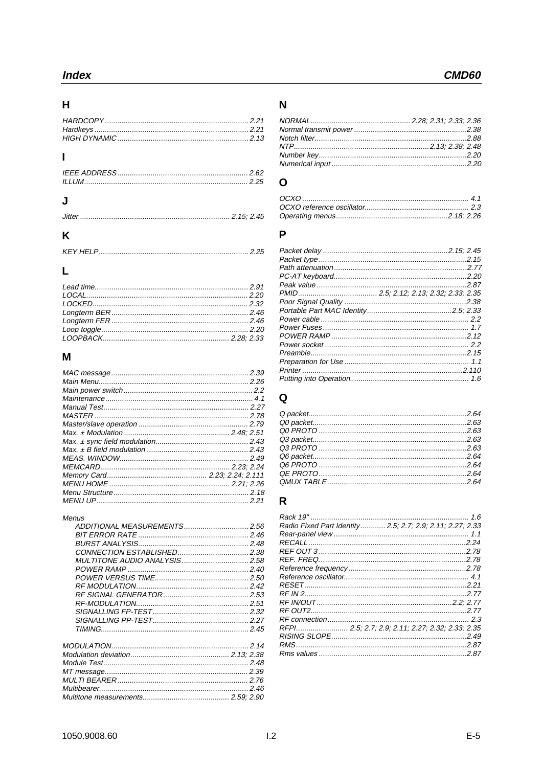## H

*HARDCOPY* ........ 2.21
*Hardkeys* ........ 2.21
*HIGH DYNAMIC* ........ 2.13

## I

*IEEE ADDRESS* ........ 2.62
*ILLUM* ........ 2.25

## J

*Jitter* ........ 2.15; 2.45

## K

*KEY HELP* ........ 2.25

## L

*Lead time* ........ 2.91
*LOCAL* ........ 2.20
*LOCKED* ........ 2.32
*Longterm BER* ........ 2.46
*Longterm FER* ........ 2.46
*Loop toggle* ........ 2.20
*LOOPBACK* ........ 2.28; 2.33

## M

*MAC message* ........ 2.39
*Main Menu* ........ 2.26
*Main power switch* ........ 2.2
*Maintenance* ........ 4.1
*Manual Test* ........ 2.27
*MASTER* ........ 2.78
*Master/slave operation* ........ 2.79
*Max. ± Modulation* ........ 2.48; 2.51
*Max. ± sync field modulation* ........ 2.43
*Max. ± B field modulation* ........ 2.43
*MEAS. WINDOW* ........ 2.49
*MEMCARD* ........ 2.23; 2.24
*Memory Card* ........ 2.23; 2.24; 2.111
*MENU HOME* ........ 2.21; 2.26
*Menu Structure* ........ 2.18
*MENU UP* ........ 2.21

*Menus*
- *ADDITIONAL MEASUREMENTS* ........ 2.56
- *BIT ERROR RATE* ........ 2.46
- *BURST ANALYSIS* ........ 2.48
- *CONNECTION ESTABLISHED* ........ 2.38
- *MULTITONE AUDIO ANALYSIS* ........ 2.58
- *POWER RAMP* ........ 2.40
- *POWER VERSUS TIME* ........ 2.50
- *RF MODULATION* ........ 2.42
- *RF SIGNAL GENERATOR* ........ 2.53
- *RF-MODULATION* ........ 2.51
- *SIGNALLING FP-TEST* ........ 2.32
- *SIGNALLING PP-TEST* ........ 2.27
- *TIMING* ........ 2.45

*MODULATION* ........ 2.14
*Modulation deviation* ........ 2.13; 2.38
*Module Test* ........ 2.48
*MT message* ........ 2.39
*MULTI BEARER* ........ 2.76
*Multibearer* ........ 2.46
*Multitone measurements* ........ 2.59; 2.90

## N

*NORMAL* ........ 2.28; 2.31; 2.33; 2.36
*Normal transmit power* ........ 2.38
*Notch filter* ........ 2.88
*NTP* ........ 2.13; 2.38; 2.48
*Number key* ........ 2.20
*Numerical input* ........ 2.20

## O

*OCXO* ........ 4.1
*OCXO reference oscillator* ........ 2.3
*Operating menus* ........ 2.18; 2.26

## P

*Packet delay* ........ 2.15; 2.45
*Packet type* ........ 2.15
*Path attenuation* ........ 2.77
*PC-AT keyboard* ........ 2.20
*Peak value* ........ 2.87
*PMID* ........ 2.5; 2.12; 2.13; 2.32; 2.33; 2.35
*Poor Signal Quality* ........ 2.38
*Portable Part MAC Identity* ........ 2.5; 2.33
*Power cable* ........ 2.2
*Power Fuses* ........ 1.7
*POWER RAMP* ........ 2.12
*Power socket* ........ 2.2
*Preamble* ........ 2.15
*Preparation for Use* ........ 1.1
*Printer* ........ 2.110
*Putting into Operation* ........ 1.6

## Q

*Q packet* ........ 2.64
*Q0 packet* ........ 2.63
*Q0 PROTO* ........ 2.63
*Q3 packet* ........ 2.63
*Q3 PROTO* ........ 2.63
*Q6 packet* ........ 2.64
*Q6 PROTO* ........ 2.64
*QE PROTO* ........ 2.64
*QMUX TABLE* ........ 2.64

## R

*Rack 19"* ........ 1.6
*Radio Fixed Part Identity* ........ 2.5; 2.7; 2.9; 2.11; 2.27; 2.33
*Rear-panel view* ........ 1.1
*RECALL* ........ 2.24
*REF OUT 3* ........ 2.78
*REF. FREQ.* ........ 2.78
*Reference frequency* ........ 2.78
*Reference oscillator* ........ 4.1
*RESET* ........ 2.21
*RF IN 2* ........ 2.77
*RF IN/OUT* ........ 2.2; 2.77
*RF OUT2* ........ 2.77
*RF connection* ........ 2.3
*RFPI* ........ 2.5; 2.7; 2.9; 2.11; 2.27; 2.32; 2.33; 2.35
*RISING SLOPE* ........ 2.49
*RMS* ........ 2.87
*Rms values* ........ 2.87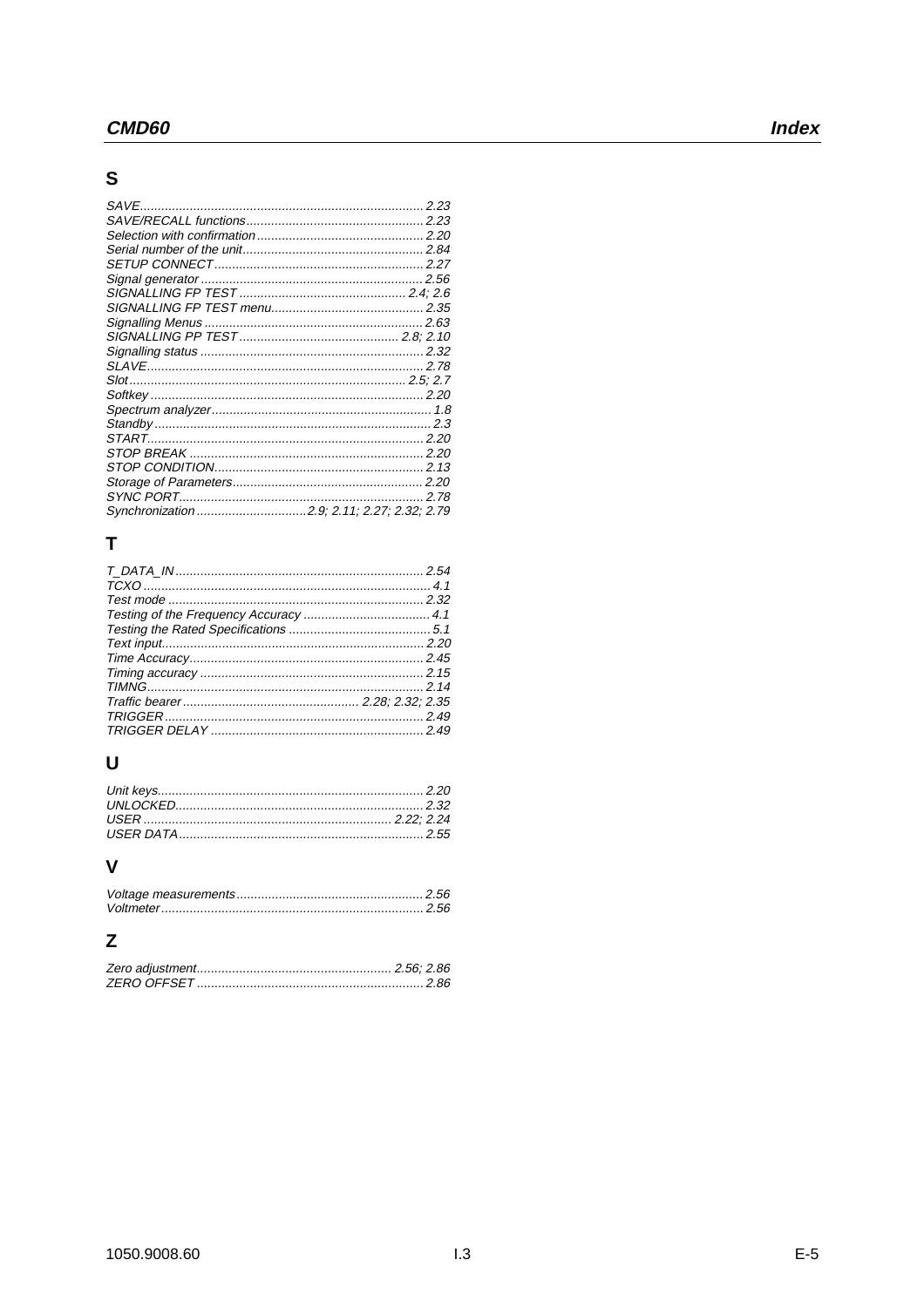## S

*SAVE* ............................................................................... 2.23
*SAVE/RECALL functions* ................................................. 2.23
*Selection with confirmation* ............................................... 2.20
*Serial number of the unit* .................................................. 2.84
*SETUP CONNECT* ............................................................ 2.27
*Signal generator* .............................................................. 2.56
*SIGNALLING FP TEST* ............................................... 2.4; 2.6
*SIGNALLING FP TEST menu* ........................................... 2.35
*Signalling Menus* ............................................................. 2.63
*SIGNALLING PP TEST* ............................................ 2.8; 2.10
*Signalling status* .............................................................. 2.32
*SLAVE* ............................................................................. 2.78
*Slot* ............................................................................. 2.5; 2.7
*Softkey* ............................................................................ 2.20
*Spectrum analyzer* ............................................................. 1.8
*Standby* ............................................................................. 2.3
*START* ............................................................................. 2.20
*STOP BREAK* ................................................................. 2.20
*STOP CONDITION* .......................................................... 2.13
*Storage of Parameters* ..................................................... 2.20
*SYNC PORT* ..................................................................... 2.78
*Synchronization* ............................... 2.9; 2.11; 2.27; 2.32; 2.79

## T

*T_DATA_IN* ...................................................................... 2.54
*TCXO* ................................................................................ 4.1
*Test mode* ....................................................................... 2.32
*Testing of the Frequency Accuracy* .................................... 4.1
*Testing the Rated Specifications* ........................................ 5.1
*Text input* ......................................................................... 2.20
*Time Accuracy* ................................................................. 2.45
*Timing accuracy* .............................................................. 2.15
*TIMNG* ............................................................................. 2.14
*Traffic bearer* .................................................. 2.28; 2.32; 2.35
*TRIGGER* ........................................................................ 2.49
*TRIGGER DELAY* ........................................................... 2.49

## U

*Unit keys* .......................................................................... 2.20
*UNLOCKED* ..................................................................... 2.32
*USER* ...................................................................... 2.22; 2.24
*USER DATA* ..................................................................... 2.55

## V

*Voltage measurements* ..................................................... 2.56
*Voltmeter* ......................................................................... 2.56

## Z

*Zero adjustment* ....................................................... 2.56; 2.86
*ZERO OFFSET* ............................................................... 2.86